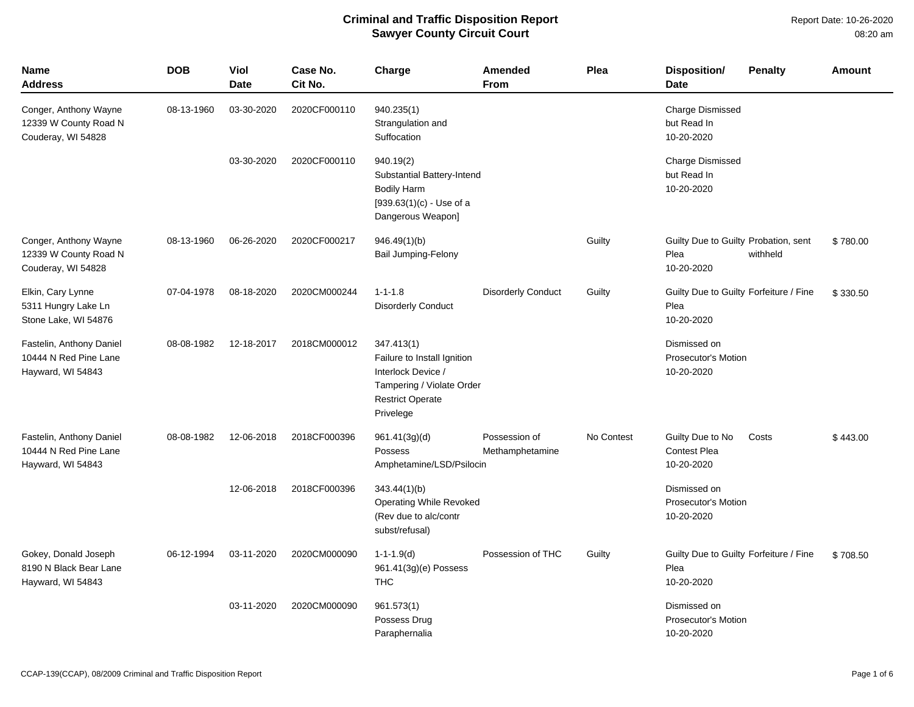# Criminal and Traffic Disposition Report
## Sawyer County Circuit Court

Report Date: 10-26-2020
08:20 am

| Name Address | DOB | Viol Date | Case No. Cit No. | Charge | Amended From | Plea | Disposition/ Date | Penalty | Amount |
|---|---|---|---|---|---|---|---|---|---|
| Conger, Anthony Wayne 12339 W County Road N Couderay, WI 54828 | 08-13-1960 | 03-30-2020 | 2020CF000110 | 940.235(1) Strangulation and Suffocation | | | Charge Dismissed but Read In 10-20-2020 | | |
| | | 03-30-2020 | 2020CF000110 | 940.19(2) Substantial Battery-Intend Bodily Harm [939.63(1)(c) - Use of a Dangerous Weapon] | | | Charge Dismissed but Read In 10-20-2020 | | |
| Conger, Anthony Wayne 12339 W County Road N Couderay, WI 54828 | 08-13-1960 | 06-26-2020 | 2020CF000217 | 946.49(1)(b) Bail Jumping-Felony | | Guilty | Guilty Due to Guilty Plea 10-20-2020 | Probation, sent withheld | $ 780.00 |
| Elkin, Cary Lynne 5311 Hungry Lake Ln Stone Lake, WI 54876 | 07-04-1978 | 08-18-2020 | 2020CM000244 | 1-1-1.8 Disorderly Conduct | Disorderly Conduct | Guilty | Guilty Due to Guilty Plea 10-20-2020 | Forfeiture / Fine | $ 330.50 |
| Fastelin, Anthony Daniel 10444 N Red Pine Lane Hayward, WI 54843 | 08-08-1982 | 12-18-2017 | 2018CM000012 | 347.413(1) Failure to Install Ignition Interlock Device / Tampering / Violate Order Restrict Operate Privelege | | | Dismissed on Prosecutor's Motion 10-20-2020 | | |
| Fastelin, Anthony Daniel 10444 N Red Pine Lane Hayward, WI 54843 | 08-08-1982 | 12-06-2018 | 2018CF000396 | 961.41(3g)(d) Possess Amphetamine/LSD/Psilocin | Possession of Methamphetamine | No Contest | Guilty Due to No Contest Plea 10-20-2020 | Costs | $ 443.00 |
| | | 12-06-2018 | 2018CF000396 | 343.44(1)(b) Operating While Revoked (Rev due to alc/contr subst/refusal) | | | Dismissed on Prosecutor's Motion 10-20-2020 | | |
| Gokey, Donald Joseph 8190 N Black Bear Lane Hayward, WI 54843 | 06-12-1994 | 03-11-2020 | 2020CM000090 | 1-1-1.9(d) 961.41(3g)(e) Possess THC | Possession of THC | Guilty | Guilty Due to Guilty Plea 10-20-2020 | Forfeiture / Fine | $ 708.50 |
| | | 03-11-2020 | 2020CM000090 | 961.573(1) Possess Drug Paraphernalia | | | Dismissed on Prosecutor's Motion 10-20-2020 | | |

CCAP-139(CCAP), 08/2009 Criminal and Traffic Disposition Report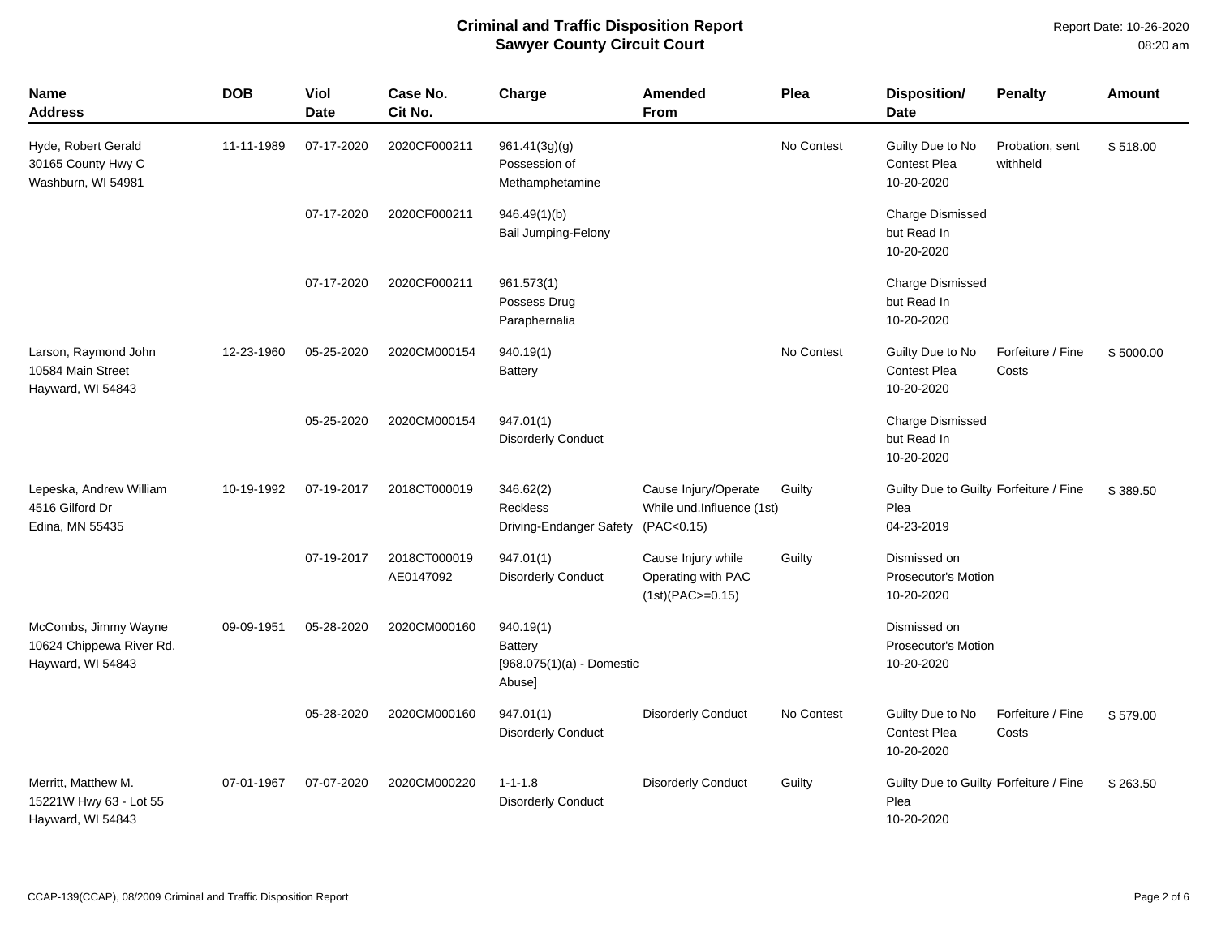# Criminal and Traffic Disposition Report
## Sawyer County Circuit Court

Report Date: 10-26-2020
08:20 am

| Name<br>Address | DOB | Viol<br>Date | Case No.<br>Cit No. | Charge | Amended<br>From | Plea | Disposition/<br>Date | Penalty | Amount |
|---|---|---|---|---|---|---|---|---|---|
| Hyde, Robert Gerald<br>30165 County Hwy C<br>Washburn, WI 54981 | 11-11-1989 | 07-17-2020 | 2020CF000211 | 961.41(3g)(g)<br>Possession of Methamphetamine | | No Contest | Guilty Due to No Contest Plea<br>10-20-2020 | Probation, sent withheld | $ 518.00 |
| | | 07-17-2020 | 2020CF000211 | 946.49(1)(b)<br>Bail Jumping-Felony | | | Charge Dismissed but Read In<br>10-20-2020 | | |
| | | 07-17-2020 | 2020CF000211 | 961.573(1)<br>Possess Drug Paraphernalia | | | Charge Dismissed but Read In<br>10-20-2020 | | |
| Larson, Raymond John<br>10584 Main Street<br>Hayward, WI 54843 | 12-23-1960 | 05-25-2020 | 2020CM000154 | 940.19(1)<br>Battery | | No Contest | Guilty Due to No Contest Plea<br>10-20-2020 | Forfeiture / Fine Costs | $ 5000.00 |
| | | 05-25-2020 | 2020CM000154 | 947.01(1)<br>Disorderly Conduct | | | Charge Dismissed but Read In<br>10-20-2020 | | |
| Lepeska, Andrew William<br>4516 Gilford Dr<br>Edina, MN 55435 | 10-19-1992 | 07-19-2017 | 2018CT000019 | 346.62(2)<br>Reckless Driving-Endanger Safety | Cause Injury/Operate While und.Influence (1st) (PAC<0.15) | Guilty | Guilty Due to Guilty Plea<br>04-23-2019 | Forfeiture / Fine | $ 389.50 |
| | | 07-19-2017 | 2018CT000019<br>AE0147092 | 947.01(1)<br>Disorderly Conduct | Cause Injury while Operating with PAC (1st)(PAC>=0.15) | Guilty | Dismissed on Prosecutor's Motion<br>10-20-2020 | | |
| McCombs, Jimmy Wayne<br>10624 Chippewa River Rd.<br>Hayward, WI 54843 | 09-09-1951 | 05-28-2020 | 2020CM000160 | 940.19(1)<br>Battery<br>[968.075(1)(a) - Domestic Abuse] | | | Dismissed on Prosecutor's Motion<br>10-20-2020 | | |
| | | 05-28-2020 | 2020CM000160 | 947.01(1)<br>Disorderly Conduct | Disorderly Conduct | No Contest | Guilty Due to No Contest Plea<br>10-20-2020 | Forfeiture / Fine Costs | $ 579.00 |
| Merritt, Matthew M.<br>15221W Hwy 63 - Lot 55<br>Hayward, WI 54843 | 07-01-1967 | 07-07-2020 | 2020CM000220 | 1-1-1.8<br>Disorderly Conduct | Disorderly Conduct | Guilty | Guilty Due to Guilty Plea<br>10-20-2020 | Forfeiture / Fine | $ 263.50 |

CCAP-139(CCAP), 08/2009 Criminal and Traffic Disposition Report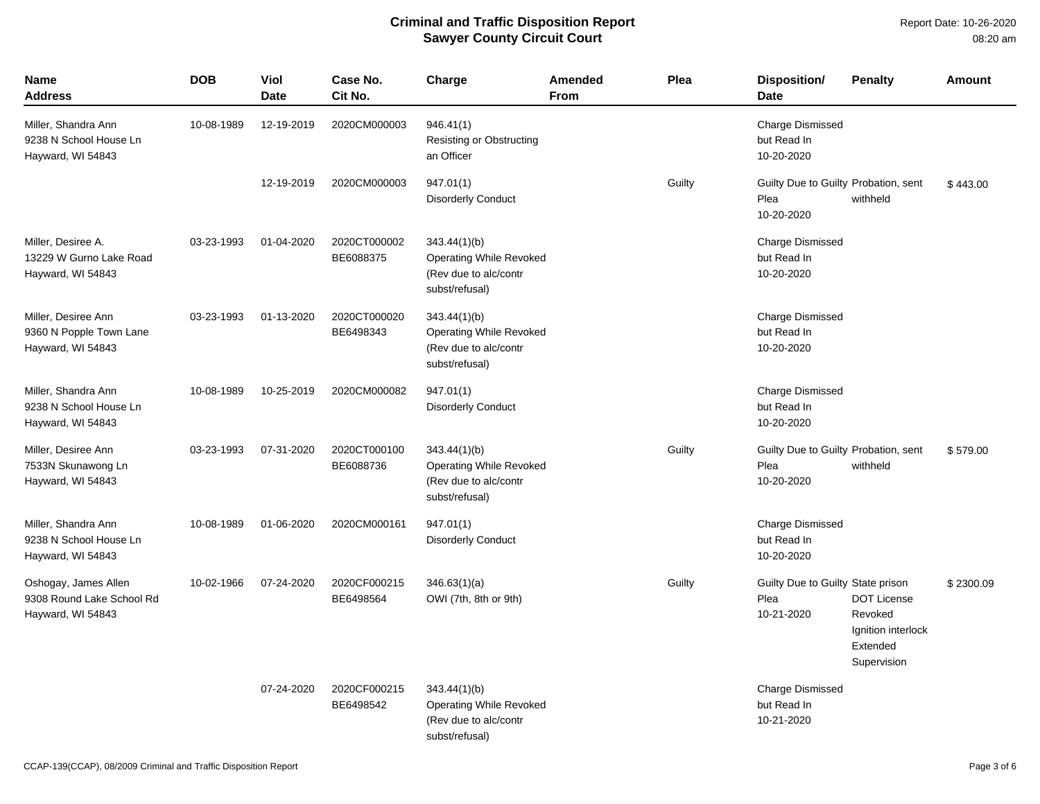# Criminal and Traffic Disposition Report
## Sawyer County Circuit Court

Report Date: 10-26-2020
08:20 am

| Name Address | DOB | Viol Date | Case No. Cit No. | Charge | Amended From | Plea | Disposition/ Date | Penalty | Amount |
|---|---|---|---|---|---|---|---|---|---|
| Miller, Shandra Ann 9238 N School House Ln Hayward, WI 54843 | 10-08-1989 | 12-19-2019 | 2020CM000003 | 946.41(1) Resisting or Obstructing an Officer | | | Charge Dismissed but Read In 10-20-2020 | | |
| | | 12-19-2019 | 2020CM000003 | 947.01(1) Disorderly Conduct | | Guilty | Guilty Due to Guilty Plea 10-20-2020 | Probation, sent withheld | $ 443.00 |
| Miller, Desiree A. 13229 W Gurno Lake Road Hayward, WI 54843 | 03-23-1993 | 01-04-2020 | 2020CT000002 BE6088375 | 343.44(1)(b) Operating While Revoked (Rev due to alc/contr subst/refusal) | | | Charge Dismissed but Read In 10-20-2020 | | |
| Miller, Desiree Ann 9360 N Popple Town Lane Hayward, WI 54843 | 03-23-1993 | 01-13-2020 | 2020CT000020 BE6498343 | 343.44(1)(b) Operating While Revoked (Rev due to alc/contr subst/refusal) | | | Charge Dismissed but Read In 10-20-2020 | | |
| Miller, Shandra Ann 9238 N School House Ln Hayward, WI 54843 | 10-08-1989 | 10-25-2019 | 2020CM000082 | 947.01(1) Disorderly Conduct | | | Charge Dismissed but Read In 10-20-2020 | | |
| Miller, Desiree Ann 7533N Skunawong Ln Hayward, WI 54843 | 03-23-1993 | 07-31-2020 | 2020CT000100 BE6088736 | 343.44(1)(b) Operating While Revoked (Rev due to alc/contr subst/refusal) | | Guilty | Guilty Due to Guilty Plea 10-20-2020 | Probation, sent withheld | $ 579.00 |
| Miller, Shandra Ann 9238 N School House Ln Hayward, WI 54843 | 10-08-1989 | 01-06-2020 | 2020CM000161 | 947.01(1) Disorderly Conduct | | | Charge Dismissed but Read In 10-20-2020 | | |
| Oshogay, James Allen 9308 Round Lake School Rd Hayward, WI 54843 | 10-02-1966 | 07-24-2020 | 2020CF000215 BE6498564 | 346.63(1)(a) OWI (7th, 8th or 9th) | | Guilty | Guilty Due to Guilty Plea 10-21-2020 | State prison DOT License Revoked Ignition interlock Extended Supervision | $ 2300.09 |
| | | 07-24-2020 | 2020CF000215 BE6498542 | 343.44(1)(b) Operating While Revoked (Rev due to alc/contr subst/refusal) | | | Charge Dismissed but Read In 10-21-2020 | | |

CCAP-139(CCAP), 08/2009 Criminal and Traffic Disposition Report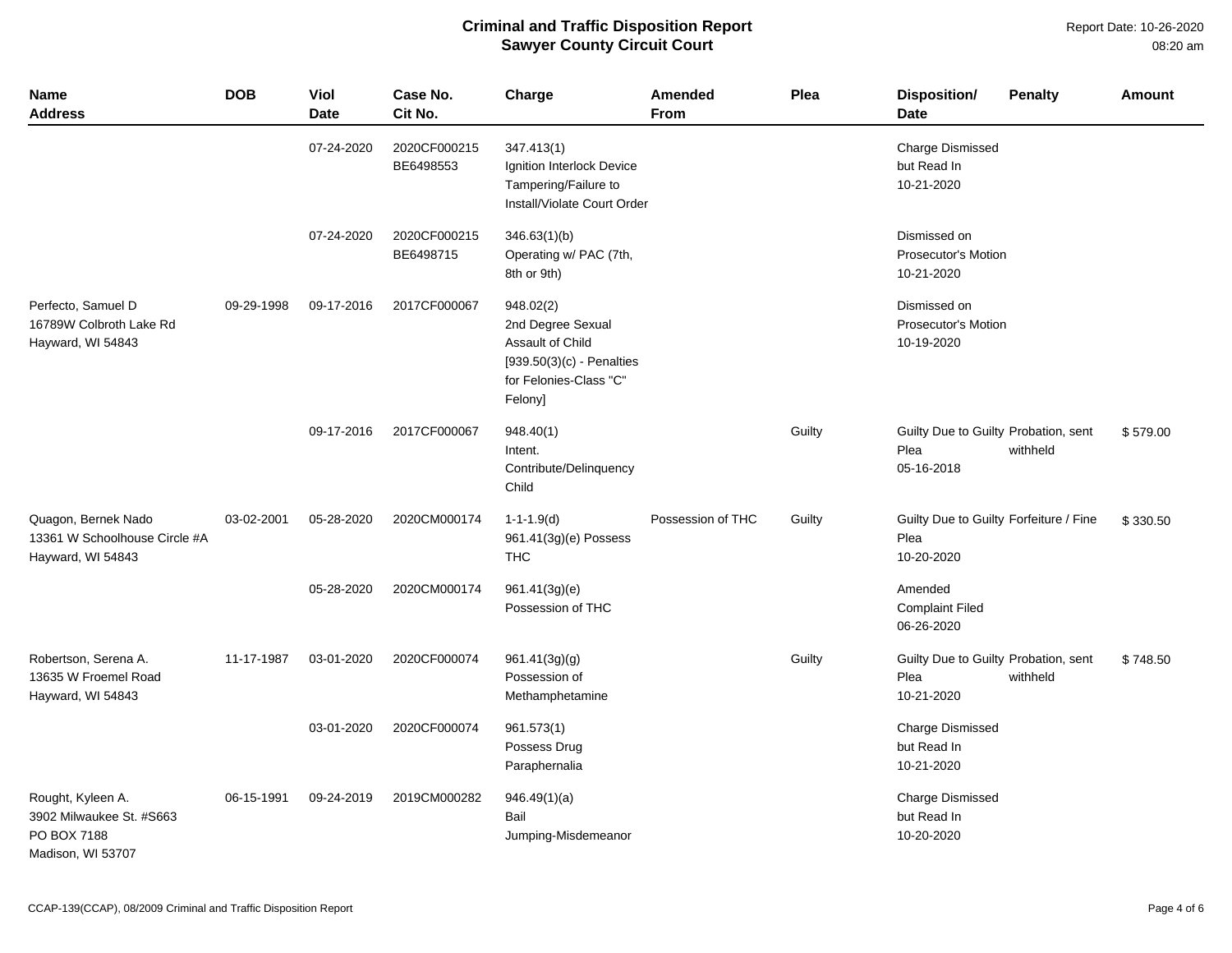# Criminal and Traffic Disposition Report
## Sawyer County Circuit Court

Report Date: 10-26-2020
08:20 am

| Name<br>Address | DOB | Viol<br>Date | Case No.<br>Cit No. | Charge | Amended<br>From | Plea | Disposition/<br>Date | Penalty | Amount |
|---|---|---|---|---|---|---|---|---|---|
| | | 07-24-2020 | 2020CF000215<br>BE6498553 | 347.413(1)<br>Ignition Interlock Device Tampering/Failure to Install/Violate Court Order | | | Charge Dismissed but Read In<br>10-21-2020 | | |
| | | 07-24-2020 | 2020CF000215<br>BE6498715 | 346.63(1)(b)<br>Operating w/ PAC (7th, 8th or 9th) | | | Dismissed on Prosecutor's Motion<br>10-21-2020 | | |
| Perfecto, Samuel D<br>16789W Colbroth Lake Rd<br>Hayward, WI 54843 | 09-29-1998 | 09-17-2016 | 2017CF000067 | 948.02(2)<br>2nd Degree Sexual Assault of Child<br>[939.50(3)(c) - Penalties for Felonies-Class "C" Felony] | | | Dismissed on Prosecutor's Motion<br>10-19-2020 | | |
| | | 09-17-2016 | 2017CF000067 | 948.40(1)<br>Intent. Contribute/Delinquency Child | | Guilty | Guilty Due to Guilty Plea<br>05-16-2018 | Probation, sent withheld | $ 579.00 |
| Quagon, Bernek Nado<br>13361 W Schoolhouse Circle #A<br>Hayward, WI 54843 | 03-02-2001 | 05-28-2020 | 2020CM000174 | 1-1-1.9(d)<br>961.41(3g)(e) Possess THC | Possession of THC | Guilty | Guilty Due to Guilty Plea<br>10-20-2020 | Forfeiture / Fine | $ 330.50 |
| | | 05-28-2020 | 2020CM000174 | 961.41(3g)(e)<br>Possession of THC | | | Amended Complaint Filed<br>06-26-2020 | | |
| Robertson, Serena A.<br>13635 W Froemel Road<br>Hayward, WI 54843 | 11-17-1987 | 03-01-2020 | 2020CF000074 | 961.41(3g)(g)<br>Possession of Methamphetamine | | Guilty | Guilty Due to Guilty Plea<br>10-21-2020 | Probation, sent withheld | $ 748.50 |
| | | 03-01-2020 | 2020CF000074 | 961.573(1)<br>Possess Drug Paraphernalia | | | Charge Dismissed but Read In<br>10-21-2020 | | |
| Rought, Kyleen A.<br>3902 Milwaukee St. #S663<br>PO BOX 7188<br>Madison, WI 53707 | 06-15-1991 | 09-24-2019 | 2019CM000282 | 946.49(1)(a)<br>Bail Jumping-Misdemeanor | | | Charge Dismissed but Read In<br>10-20-2020 | | |

CCAP-139(CCAP), 08/2009 Criminal and Traffic Disposition Report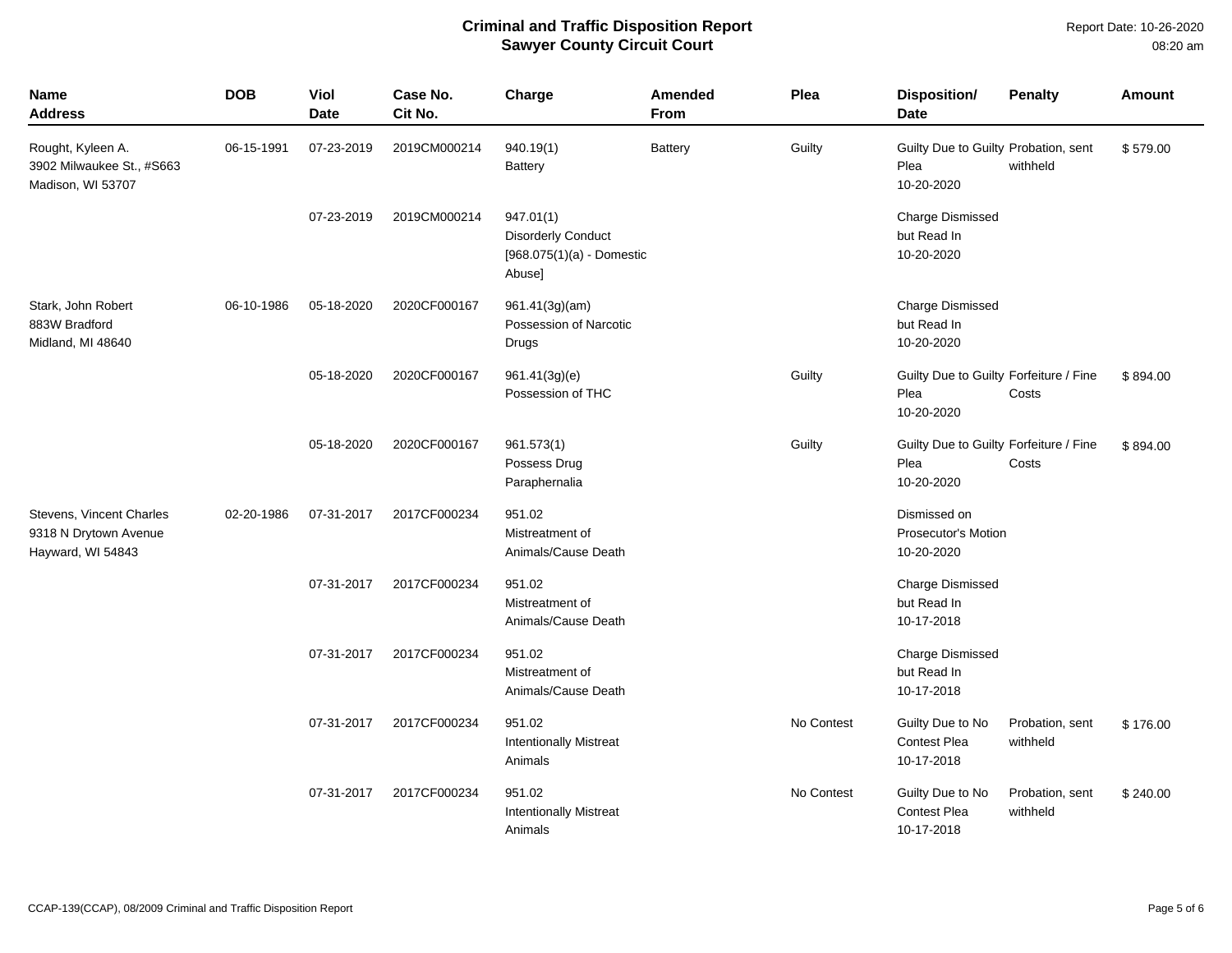# Criminal and Traffic Disposition Report
## Sawyer County Circuit Court

Report Date: 10-26-2020
08:20 am

| Name<br>Address | DOB | Viol Date | Case No.<br>Cit No. | Charge | Amended From | Plea | Disposition/<br>Date | Penalty | Amount |
|---|---|---|---|---|---|---|---|---|---|
| Rought, Kyleen A.<br>3902 Milwaukee St., #S663<br>Madison, WI 53707 | 06-15-1991 | 07-23-2019 | 2019CM000214 | 940.19(1)<br>Battery | Battery | Guilty | Guilty Due to Guilty Plea<br>10-20-2020 | Probation, sent withheld | $ 579.00 |
| | | 07-23-2019 | 2019CM000214 | 947.01(1)<br>Disorderly Conduct<br>[968.075(1)(a) - Domestic Abuse] | | | Charge Dismissed but Read In<br>10-20-2020 | | |
| Stark, John Robert<br>883W Bradford<br>Midland, MI 48640 | 06-10-1986 | 05-18-2020 | 2020CF000167 | 961.41(3g)(am)<br>Possession of Narcotic Drugs | | | Charge Dismissed but Read In<br>10-20-2020 | | |
| | | 05-18-2020 | 2020CF000167 | 961.41(3g)(e)<br>Possession of THC | | Guilty | Guilty Due to Guilty Plea<br>10-20-2020 | Forfeiture / Fine Costs | $ 894.00 |
| | | 05-18-2020 | 2020CF000167 | 961.573(1)<br>Possess Drug Paraphernalia | | Guilty | Guilty Due to Guilty Plea<br>10-20-2020 | Forfeiture / Fine Costs | $ 894.00 |
| Stevens, Vincent Charles<br>9318 N Drytown Avenue<br>Hayward, WI 54843 | 02-20-1986 | 07-31-2017 | 2017CF000234 | 951.02<br>Mistreatment of Animals/Cause Death | | | Dismissed on Prosecutor's Motion<br>10-20-2020 | | |
| | | 07-31-2017 | 2017CF000234 | 951.02<br>Mistreatment of Animals/Cause Death | | | Charge Dismissed but Read In<br>10-17-2018 | | |
| | | 07-31-2017 | 2017CF000234 | 951.02<br>Mistreatment of Animals/Cause Death | | | Charge Dismissed but Read In<br>10-17-2018 | | |
| | | 07-31-2017 | 2017CF000234 | 951.02<br>Intentionally Mistreat Animals | | No Contest | Guilty Due to No Contest Plea<br>10-17-2018 | Probation, sent withheld | $ 176.00 |
| | | 07-31-2017 | 2017CF000234 | 951.02<br>Intentionally Mistreat Animals | | No Contest | Guilty Due to No Contest Plea<br>10-17-2018 | Probation, sent withheld | $ 240.00 |

CCAP-139(CCAP), 08/2009 Criminal and Traffic Disposition Report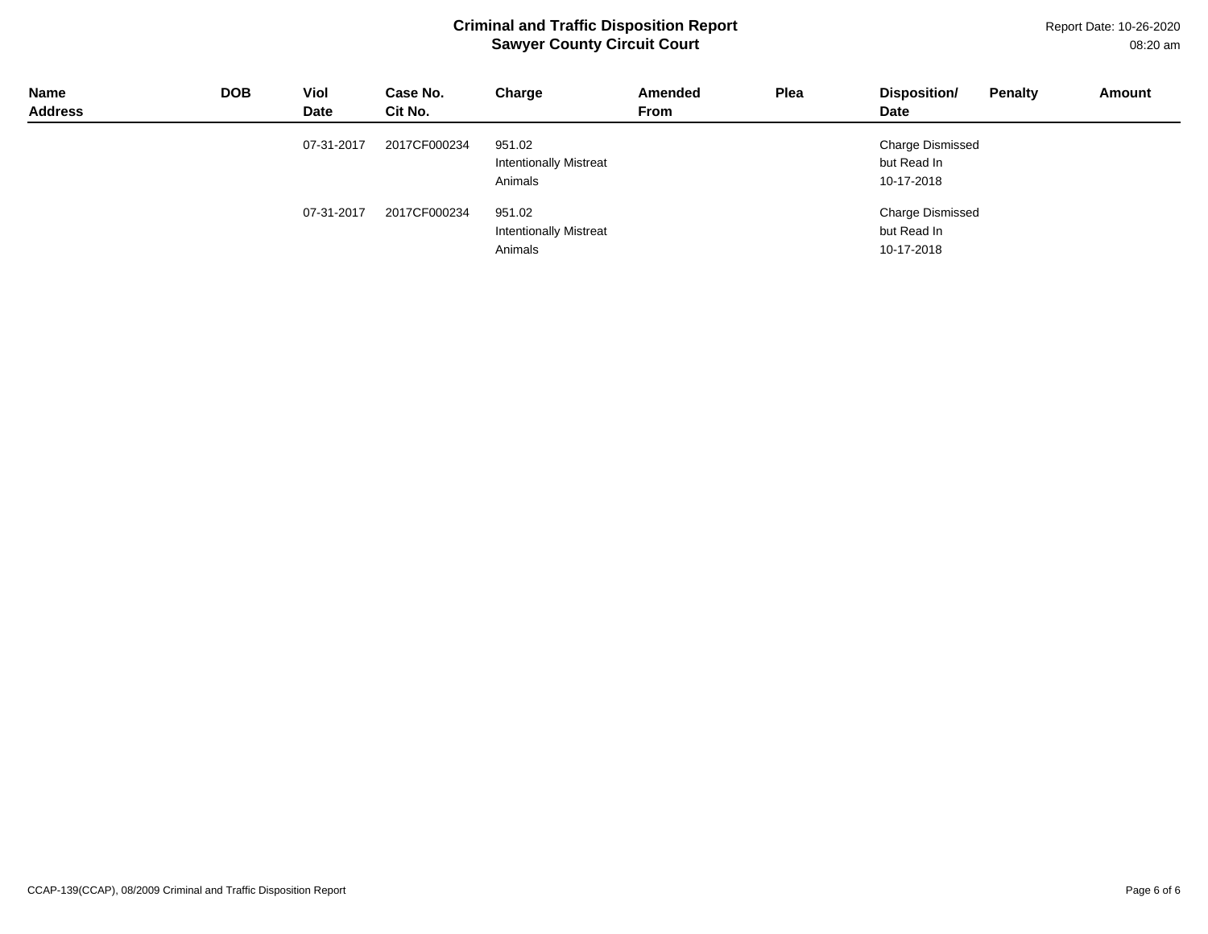**Criminal and Traffic Disposition Report**
**Sawyer County Circuit Court**

Report Date: 10-26-2020
08:20 am

| Name<br>Address | DOB | Viol<br>Date | Case No.<br>Cit No. | Charge | Amended<br>From | Plea | Disposition/<br>Date | Penalty | Amount |
|---|---|---|---|---|---|---|---|---|---|
| | | 07-31-2017 | 2017CF000234 | 951.02<br>Intentionally Mistreat<br>Animals | | | Charge Dismissed<br>but Read In<br>10-17-2018 | | |
| | | 07-31-2017 | 2017CF000234 | 951.02<br>Intentionally Mistreat<br>Animals | | | Charge Dismissed<br>but Read In<br>10-17-2018 | | |

CCAP-139(CCAP), 08/2009 Criminal and Traffic Disposition Report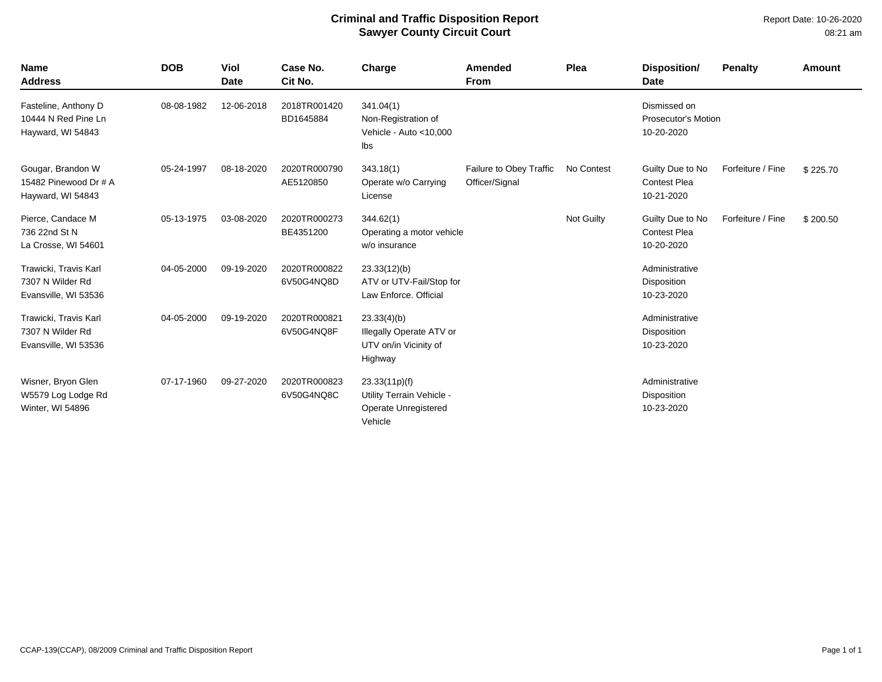# Criminal and Traffic Disposition Report
## Sawyer County Circuit Court

Report Date: 10-26-2020
08:21 am

| Name<br>Address | DOB | Viol<br>Date | Case No.<br>Cit No. | Charge | Amended<br>From | Plea | Disposition/<br>Date | Penalty | Amount |
|---|---|---|---|---|---|---|---|---|---|
| Fasteline, Anthony D<br>10444 N Red Pine Ln<br>Hayward, WI 54843 | 08-08-1982 | 12-06-2018 | 2018TR001420<br>BD1645884 | 341.04(1)<br>Non-Registration of Vehicle - Auto <10,000 lbs | | | Dismissed on Prosecutor's Motion<br>10-20-2020 | | |
| Gougar, Brandon W<br>15482 Pinewood Dr # A<br>Hayward, WI 54843 | 05-24-1997 | 08-18-2020 | 2020TR000790<br>AE5120850 | 343.18(1)<br>Operate w/o Carrying License | Failure to Obey Traffic Officer/Signal | No Contest | Guilty Due to No Contest Plea<br>10-21-2020 | Forfeiture / Fine | $ 225.70 |
| Pierce, Candace M<br>736 22nd St N<br>La Crosse, WI 54601 | 05-13-1975 | 03-08-2020 | 2020TR000273<br>BE4351200 | 344.62(1)<br>Operating a motor vehicle w/o insurance | | Not Guilty | Guilty Due to No Contest Plea<br>10-20-2020 | Forfeiture / Fine | $ 200.50 |
| Trawicki, Travis Karl<br>7307 N Wilder Rd<br>Evansville, WI 53536 | 04-05-2000 | 09-19-2020 | 2020TR000822<br>6V50G4NQ8D | 23.33(12)(b)<br>ATV or UTV-Fail/Stop for Law Enforce. Official | | | Administrative Disposition<br>10-23-2020 | | |
| Trawicki, Travis Karl<br>7307 N Wilder Rd<br>Evansville, WI 53536 | 04-05-2000 | 09-19-2020 | 2020TR000821<br>6V50G4NQ8F | 23.33(4)(b)<br>Illegally Operate ATV or UTV on/in Vicinity of Highway | | | Administrative Disposition<br>10-23-2020 | | |
| Wisner, Bryon Glen<br>W5579 Log Lodge Rd<br>Winter, WI 54896 | 07-17-1960 | 09-27-2020 | 2020TR000823<br>6V50G4NQ8C | 23.33(11p)(f)<br>Utility Terrain Vehicle - Operate Unregistered Vehicle | | | Administrative Disposition<br>10-23-2020 | | |

CCAP-139(CCAP), 08/2009 Criminal and Traffic Disposition Report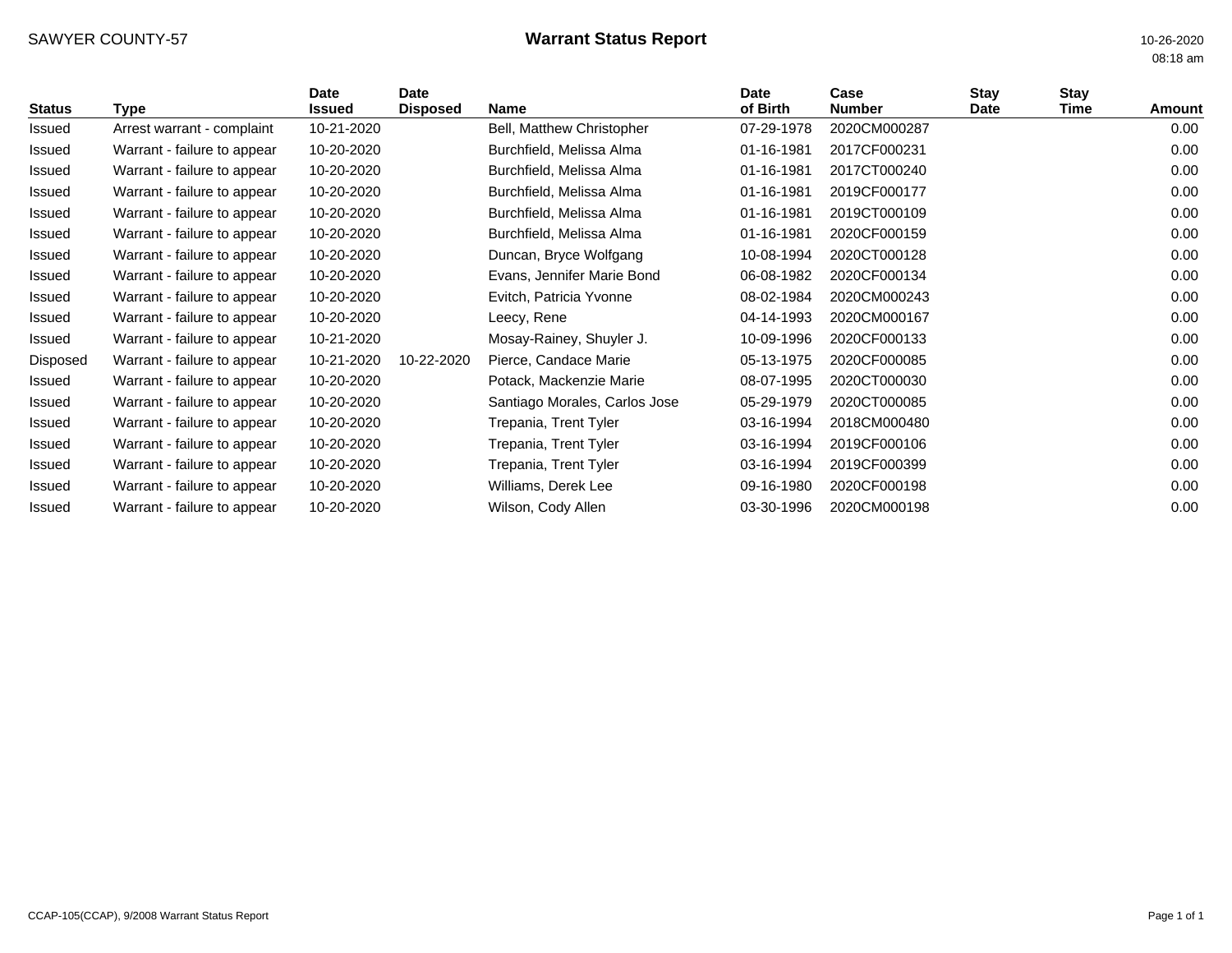SAWYER COUNTY-57

# Warrant Status Report

10-26-2020
08:18 am

| Status | Type | Date Issued | Date Disposed | Name | Date of Birth | Case Number | Stay Date | Stay Time | Amount |
|---|---|---|---|---|---|---|---|---|---|
| Issued | Arrest warrant - complaint | 10-21-2020 | | Bell, Matthew Christopher | 07-29-1978 | 2020CM000287 | | | 0.00 |
| Issued | Warrant - failure to appear | 10-20-2020 | | Burchfield, Melissa Alma | 01-16-1981 | 2017CF000231 | | | 0.00 |
| Issued | Warrant - failure to appear | 10-20-2020 | | Burchfield, Melissa Alma | 01-16-1981 | 2017CT000240 | | | 0.00 |
| Issued | Warrant - failure to appear | 10-20-2020 | | Burchfield, Melissa Alma | 01-16-1981 | 2019CF000177 | | | 0.00 |
| Issued | Warrant - failure to appear | 10-20-2020 | | Burchfield, Melissa Alma | 01-16-1981 | 2019CT000109 | | | 0.00 |
| Issued | Warrant - failure to appear | 10-20-2020 | | Burchfield, Melissa Alma | 01-16-1981 | 2020CF000159 | | | 0.00 |
| Issued | Warrant - failure to appear | 10-20-2020 | | Duncan, Bryce Wolfgang | 10-08-1994 | 2020CT000128 | | | 0.00 |
| Issued | Warrant - failure to appear | 10-20-2020 | | Evans, Jennifer Marie Bond | 06-08-1982 | 2020CF000134 | | | 0.00 |
| Issued | Warrant - failure to appear | 10-20-2020 | | Evitch, Patricia Yvonne | 08-02-1984 | 2020CM000243 | | | 0.00 |
| Issued | Warrant - failure to appear | 10-20-2020 | | Leecy, Rene | 04-14-1993 | 2020CM000167 | | | 0.00 |
| Issued | Warrant - failure to appear | 10-21-2020 | | Mosay-Rainey, Shuyler J. | 10-09-1996 | 2020CF000133 | | | 0.00 |
| Disposed | Warrant - failure to appear | 10-21-2020 | 10-22-2020 | Pierce, Candace Marie | 05-13-1975 | 2020CF000085 | | | 0.00 |
| Issued | Warrant - failure to appear | 10-20-2020 | | Potack, Mackenzie Marie | 08-07-1995 | 2020CT000030 | | | 0.00 |
| Issued | Warrant - failure to appear | 10-20-2020 | | Santiago Morales, Carlos Jose | 05-29-1979 | 2020CT000085 | | | 0.00 |
| Issued | Warrant - failure to appear | 10-20-2020 | | Trepania, Trent Tyler | 03-16-1994 | 2018CM000480 | | | 0.00 |
| Issued | Warrant - failure to appear | 10-20-2020 | | Trepania, Trent Tyler | 03-16-1994 | 2019CF000106 | | | 0.00 |
| Issued | Warrant - failure to appear | 10-20-2020 | | Trepania, Trent Tyler | 03-16-1994 | 2019CF000399 | | | 0.00 |
| Issued | Warrant - failure to appear | 10-20-2020 | | Williams, Derek Lee | 09-16-1980 | 2020CF000198 | | | 0.00 |
| Issued | Warrant - failure to appear | 10-20-2020 | | Wilson, Cody Allen | 03-30-1996 | 2020CM000198 | | | 0.00 |

CCAP-105(CCAP), 9/2008 Warrant Status Report